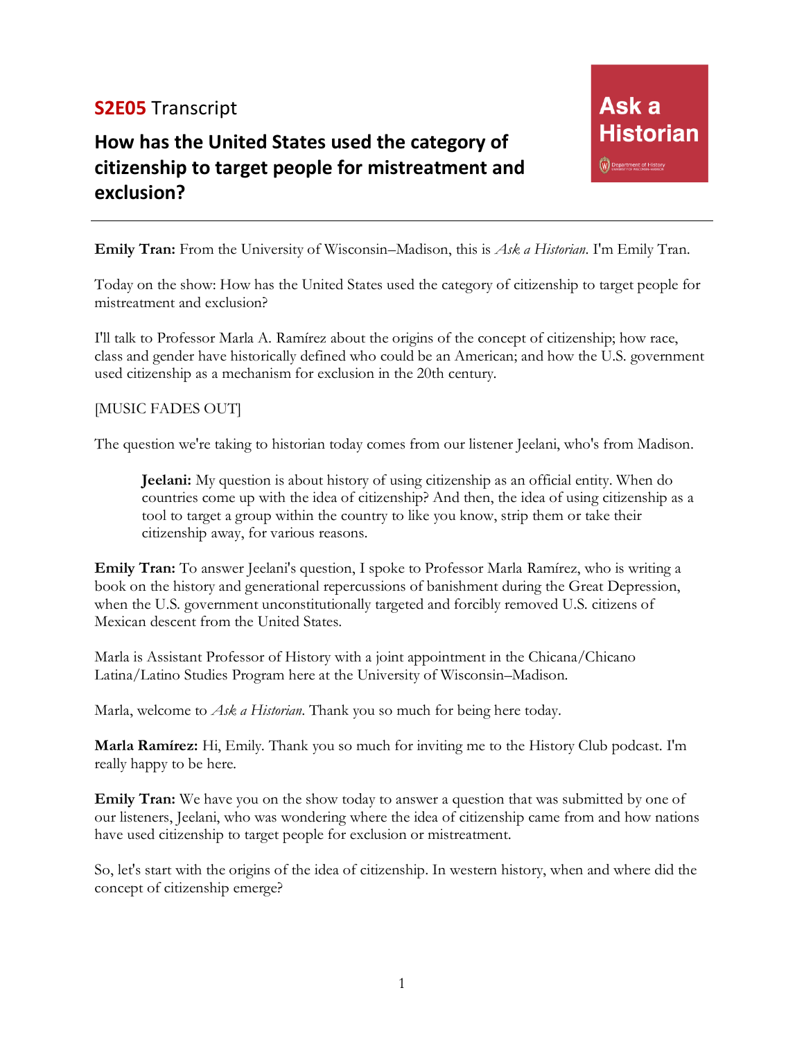**S2E05** Transcript

## How has the United States used the category of citizenship to target people for mistreatment and exclusion?

Ask a Historian

---

**Emily Tran:** From the University of Wisconsin–Madison, this is *Ask a Historian*. I'm Emily Tran.

Today on the show: How has the United States used the category of citizenship to target people for mistreatment and exclusion?

I'll talk to Professor Marla A. Ramírez about the origins of the concept of citizenship; how race, class and gender have historically defined who could be an American; and how the U.S. government used citizenship as a mechanism for exclusion in the 20th century.

[MUSIC FADES OUT]

The question we're taking to historian today comes from our listener Jeelani, who's from Madison.

> **Jeelani:** My question is about history of using citizenship as an official entity. When do countries come up with the idea of citizenship? And then, the idea of using citizenship as a tool to target a group within the country to like you know, strip them or take their citizenship away, for various reasons.

**Emily Tran:** To answer Jeelani's question, I spoke to Professor Marla Ramírez, who is writing a book on the history and generational repercussions of banishment during the Great Depression, when the U.S. government unconstitutionally targeted and forcibly removed U.S. citizens of Mexican descent from the United States.

Marla is Assistant Professor of History with a joint appointment in the Chicana/Chicano Latina/Latino Studies Program here at the University of Wisconsin–Madison.

Marla, welcome to *Ask a Historian*. Thank you so much for being here today.

**Marla Ramírez:** Hi, Emily. Thank you so much for inviting me to the History Club podcast. I'm really happy to be here.

**Emily Tran:** We have you on the show today to answer a question that was submitted by one of our listeners, Jeelani, who was wondering where the idea of citizenship came from and how nations have used citizenship to target people for exclusion or mistreatment.

So, let's start with the origins of the idea of citizenship. In western history, when and where did the concept of citizenship emerge?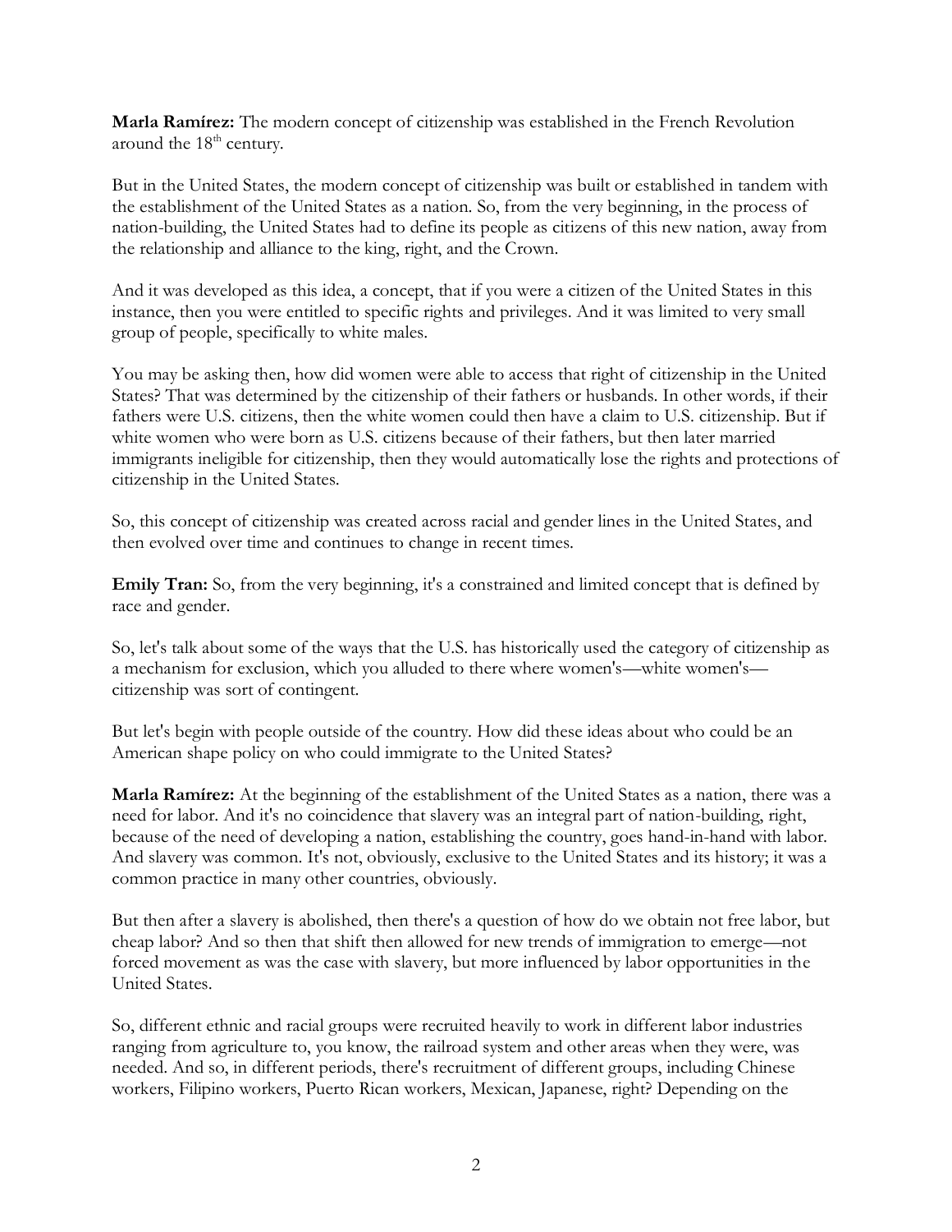**Marla Ramírez:** The modern concept of citizenship was established in the French Revolution around the 18th century.

But in the United States, the modern concept of citizenship was built or established in tandem with the establishment of the United States as a nation. So, from the very beginning, in the process of nation-building, the United States had to define its people as citizens of this new nation, away from the relationship and alliance to the king, right, and the Crown.

And it was developed as this idea, a concept, that if you were a citizen of the United States in this instance, then you were entitled to specific rights and privileges. And it was limited to very small group of people, specifically to white males.

You may be asking then, how did women were able to access that right of citizenship in the United States? That was determined by the citizenship of their fathers or husbands. In other words, if their fathers were U.S. citizens, then the white women could then have a claim to U.S. citizenship. But if white women who were born as U.S. citizens because of their fathers, but then later married immigrants ineligible for citizenship, then they would automatically lose the rights and protections of citizenship in the United States.

So, this concept of citizenship was created across racial and gender lines in the United States, and then evolved over time and continues to change in recent times.

**Emily Tran:** So, from the very beginning, it's a constrained and limited concept that is defined by race and gender.

So, let's talk about some of the ways that the U.S. has historically used the category of citizenship as a mechanism for exclusion, which you alluded to there where women's—white women's—citizenship was sort of contingent.

But let's begin with people outside of the country. How did these ideas about who could be an American shape policy on who could immigrate to the United States?

**Marla Ramírez:** At the beginning of the establishment of the United States as a nation, there was a need for labor. And it's no coincidence that slavery was an integral part of nation-building, right, because of the need of developing a nation, establishing the country, goes hand-in-hand with labor. And slavery was common. It's not, obviously, exclusive to the United States and its history; it was a common practice in many other countries, obviously.

But then after a slavery is abolished, then there's a question of how do we obtain not free labor, but cheap labor? And so then that shift then allowed for new trends of immigration to emerge—not forced movement as was the case with slavery, but more influenced by labor opportunities in the United States.

So, different ethnic and racial groups were recruited heavily to work in different labor industries ranging from agriculture to, you know, the railroad system and other areas when they were, was needed. And so, in different periods, there's recruitment of different groups, including Chinese workers, Filipino workers, Puerto Rican workers, Mexican, Japanese, right? Depending on the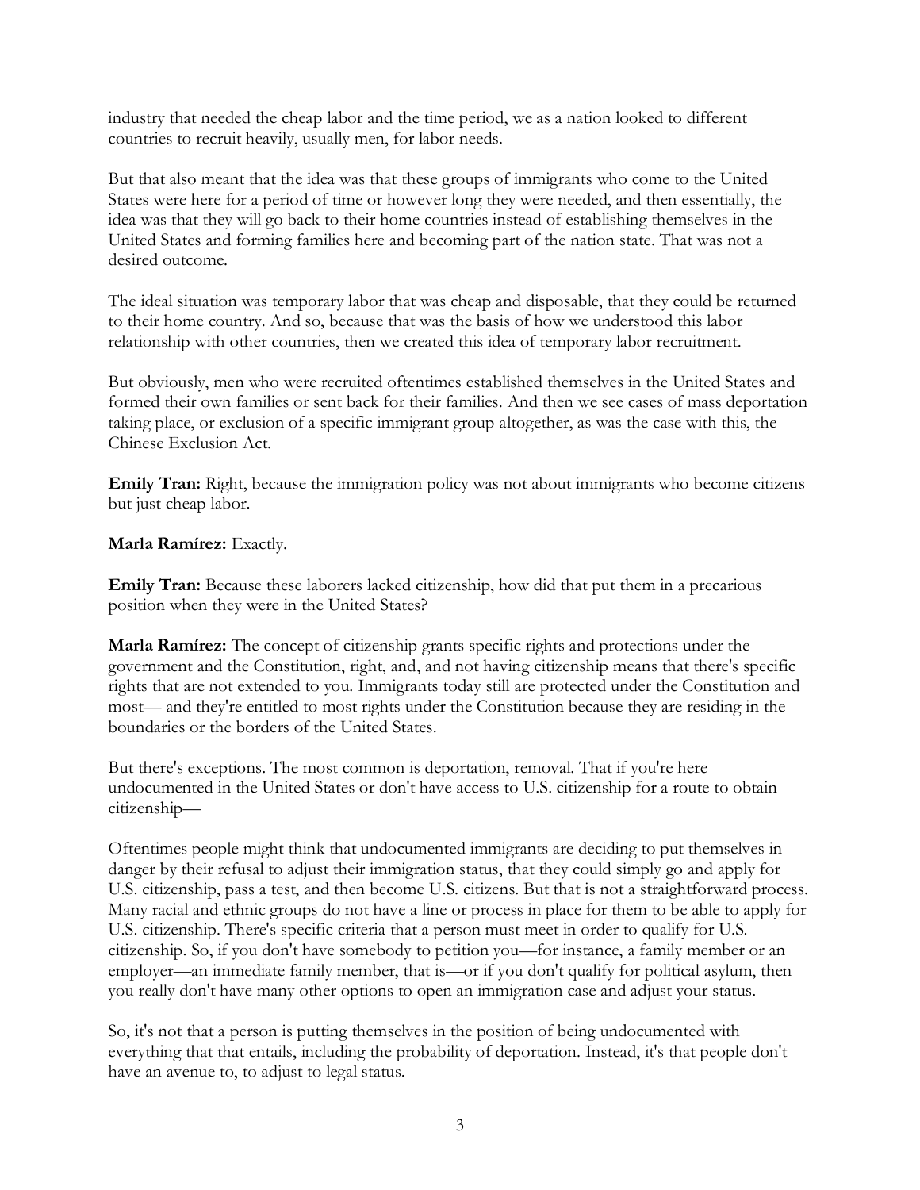industry that needed the cheap labor and the time period, we as a nation looked to different countries to recruit heavily, usually men, for labor needs.

But that also meant that the idea was that these groups of immigrants who come to the United States were here for a period of time or however long they were needed, and then essentially, the idea was that they will go back to their home countries instead of establishing themselves in the United States and forming families here and becoming part of the nation state. That was not a desired outcome.

The ideal situation was temporary labor that was cheap and disposable, that they could be returned to their home country. And so, because that was the basis of how we understood this labor relationship with other countries, then we created this idea of temporary labor recruitment.

But obviously, men who were recruited oftentimes established themselves in the United States and formed their own families or sent back for their families. And then we see cases of mass deportation taking place, or exclusion of a specific immigrant group altogether, as was the case with this, the Chinese Exclusion Act.

**Emily Tran:** Right, because the immigration policy was not about immigrants who become citizens but just cheap labor.

**Marla Ramírez:** Exactly.

**Emily Tran:** Because these laborers lacked citizenship, how did that put them in a precarious position when they were in the United States?

**Marla Ramírez:** The concept of citizenship grants specific rights and protections under the government and the Constitution, right, and, and not having citizenship means that there's specific rights that are not extended to you. Immigrants today still are protected under the Constitution and most— and they're entitled to most rights under the Constitution because they are residing in the boundaries or the borders of the United States.

But there's exceptions. The most common is deportation, removal. That if you're here undocumented in the United States or don't have access to U.S. citizenship for a route to obtain citizenship—

Oftentimes people might think that undocumented immigrants are deciding to put themselves in danger by their refusal to adjust their immigration status, that they could simply go and apply for U.S. citizenship, pass a test, and then become U.S. citizens. But that is not a straightforward process. Many racial and ethnic groups do not have a line or process in place for them to be able to apply for U.S. citizenship. There's specific criteria that a person must meet in order to qualify for U.S. citizenship. So, if you don't have somebody to petition you—for instance, a family member or an employer—an immediate family member, that is—or if you don't qualify for political asylum, then you really don't have many other options to open an immigration case and adjust your status.

So, it's not that a person is putting themselves in the position of being undocumented with everything that that entails, including the probability of deportation. Instead, it's that people don't have an avenue to, to adjust to legal status.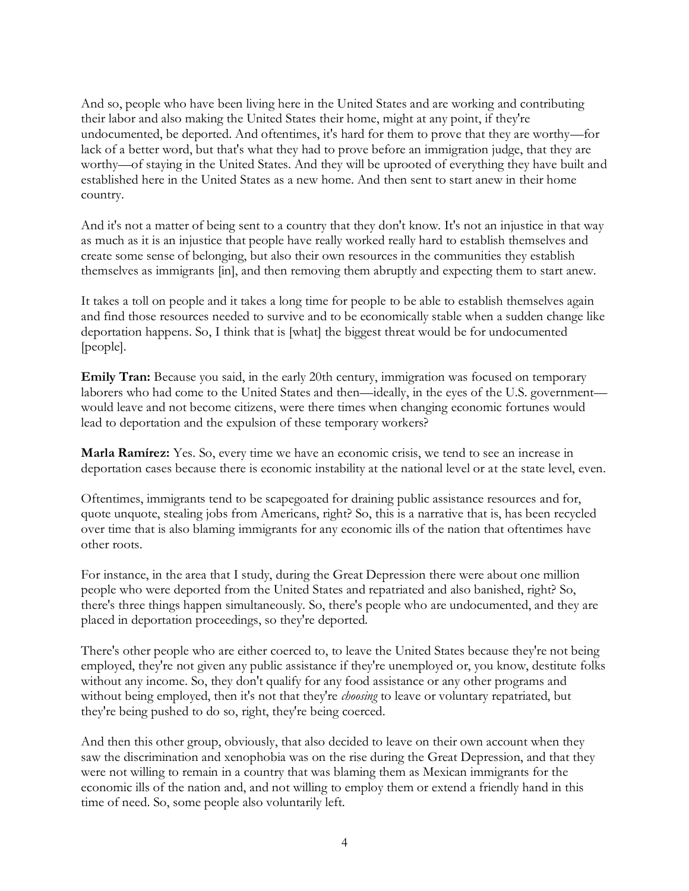And so, people who have been living here in the United States and are working and contributing their labor and also making the United States their home, might at any point, if they're undocumented, be deported. And oftentimes, it's hard for them to prove that they are worthy—for lack of a better word, but that's what they had to prove before an immigration judge, that they are worthy—of staying in the United States. And they will be uprooted of everything they have built and established here in the United States as a new home. And then sent to start anew in their home country.

And it's not a matter of being sent to a country that they don't know. It's not an injustice in that way as much as it is an injustice that people have really worked really hard to establish themselves and create some sense of belonging, but also their own resources in the communities they establish themselves as immigrants [in], and then removing them abruptly and expecting them to start anew.

It takes a toll on people and it takes a long time for people to be able to establish themselves again and find those resources needed to survive and to be economically stable when a sudden change like deportation happens. So, I think that is [what] the biggest threat would be for undocumented [people].

**Emily Tran:** Because you said, in the early 20th century, immigration was focused on temporary laborers who had come to the United States and then—ideally, in the eyes of the U.S. government—would leave and not become citizens, were there times when changing economic fortunes would lead to deportation and the expulsion of these temporary workers?

**Marla Ramírez:** Yes. So, every time we have an economic crisis, we tend to see an increase in deportation cases because there is economic instability at the national level or at the state level, even.

Oftentimes, immigrants tend to be scapegoated for draining public assistance resources and for, quote unquote, stealing jobs from Americans, right? So, this is a narrative that is, has been recycled over time that is also blaming immigrants for any economic ills of the nation that oftentimes have other roots.

For instance, in the area that I study, during the Great Depression there were about one million people who were deported from the United States and repatriated and also banished, right? So, there's three things happen simultaneously. So, there's people who are undocumented, and they are placed in deportation proceedings, so they're deported.

There's other people who are either coerced to, to leave the United States because they're not being employed, they're not given any public assistance if they're unemployed or, you know, destitute folks without any income. So, they don't qualify for any food assistance or any other programs and without being employed, then it's not that they're *choosing* to leave or voluntary repatriated, but they're being pushed to do so, right, they're being coerced.

And then this other group, obviously, that also decided to leave on their own account when they saw the discrimination and xenophobia was on the rise during the Great Depression, and that they were not willing to remain in a country that was blaming them as Mexican immigrants for the economic ills of the nation and, and not willing to employ them or extend a friendly hand in this time of need. So, some people also voluntarily left.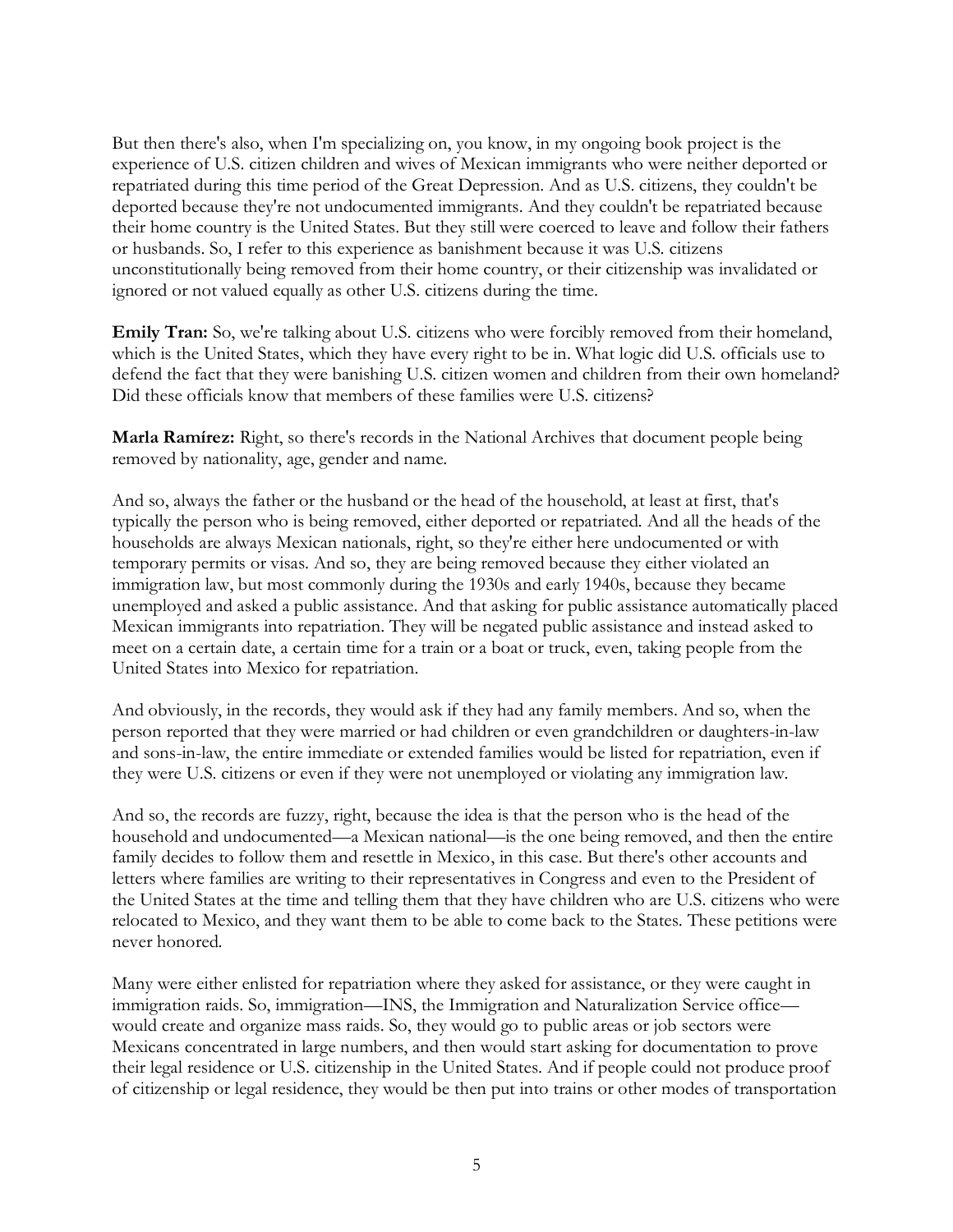But then there's also, when I'm specializing on, you know, in my ongoing book project is the experience of U.S. citizen children and wives of Mexican immigrants who were neither deported or repatriated during this time period of the Great Depression. And as U.S. citizens, they couldn't be deported because they're not undocumented immigrants. And they couldn't be repatriated because their home country is the United States. But they still were coerced to leave and follow their fathers or husbands. So, I refer to this experience as banishment because it was U.S. citizens unconstitutionally being removed from their home country, or their citizenship was invalidated or ignored or not valued equally as other U.S. citizens during the time.

**Emily Tran:** So, we're talking about U.S. citizens who were forcibly removed from their homeland, which is the United States, which they have every right to be in. What logic did U.S. officials use to defend the fact that they were banishing U.S. citizen women and children from their own homeland? Did these officials know that members of these families were U.S. citizens?

**Marla Ramírez:** Right, so there's records in the National Archives that document people being removed by nationality, age, gender and name.

And so, always the father or the husband or the head of the household, at least at first, that's typically the person who is being removed, either deported or repatriated. And all the heads of the households are always Mexican nationals, right, so they're either here undocumented or with temporary permits or visas. And so, they are being removed because they either violated an immigration law, but most commonly during the 1930s and early 1940s, because they became unemployed and asked a public assistance. And that asking for public assistance automatically placed Mexican immigrants into repatriation. They will be negated public assistance and instead asked to meet on a certain date, a certain time for a train or a boat or truck, even, taking people from the United States into Mexico for repatriation.

And obviously, in the records, they would ask if they had any family members. And so, when the person reported that they were married or had children or even grandchildren or daughters-in-law and sons-in-law, the entire immediate or extended families would be listed for repatriation, even if they were U.S. citizens or even if they were not unemployed or violating any immigration law.

And so, the records are fuzzy, right, because the idea is that the person who is the head of the household and undocumented—a Mexican national—is the one being removed, and then the entire family decides to follow them and resettle in Mexico, in this case. But there's other accounts and letters where families are writing to their representatives in Congress and even to the President of the United States at the time and telling them that they have children who are U.S. citizens who were relocated to Mexico, and they want them to be able to come back to the States. These petitions were never honored.

Many were either enlisted for repatriation where they asked for assistance, or they were caught in immigration raids. So, immigration—INS, the Immigration and Naturalization Service office—would create and organize mass raids. So, they would go to public areas or job sectors were Mexicans concentrated in large numbers, and then would start asking for documentation to prove their legal residence or U.S. citizenship in the United States. And if people could not produce proof of citizenship or legal residence, they would be then put into trains or other modes of transportation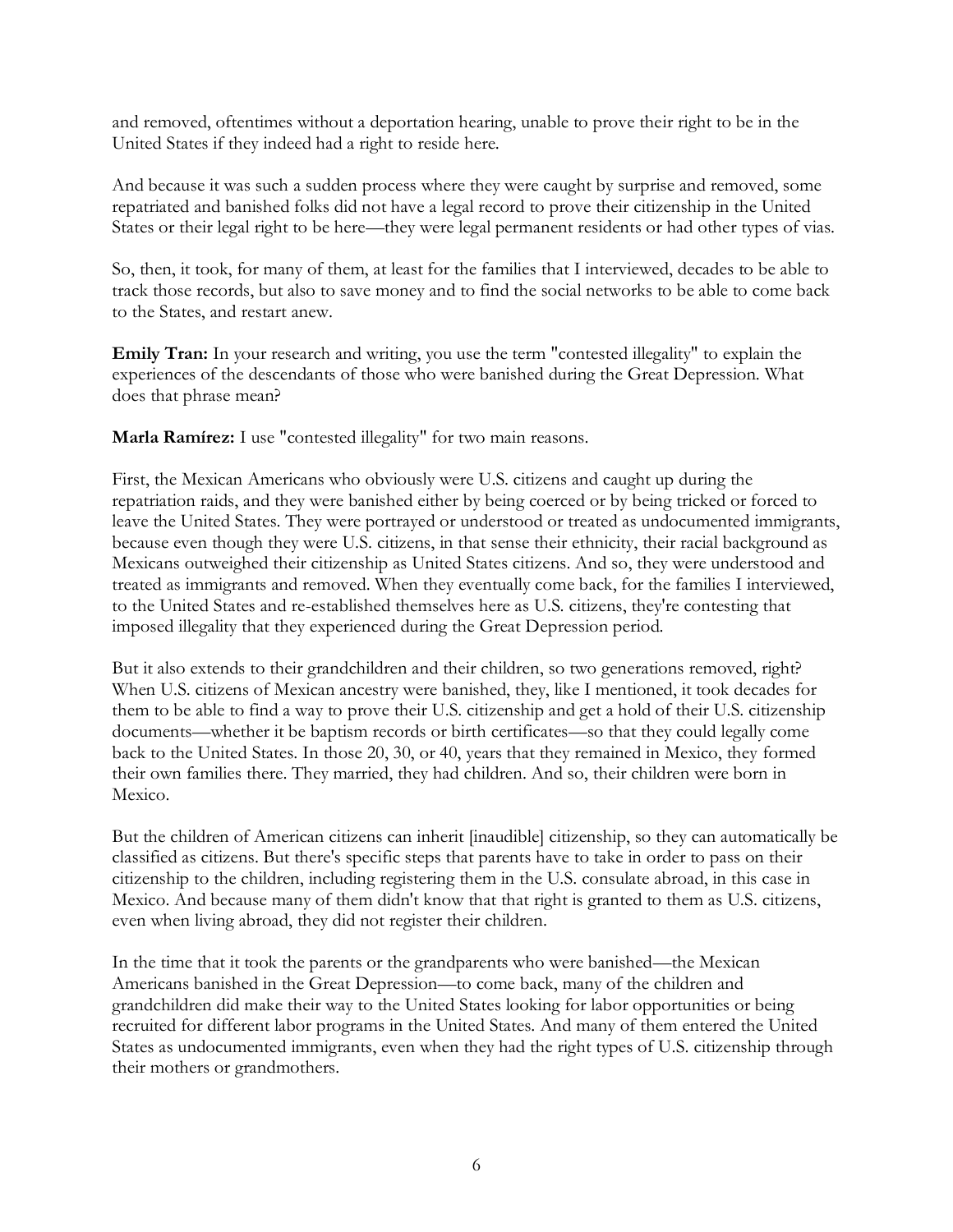and removed, oftentimes without a deportation hearing, unable to prove their right to be in the United States if they indeed had a right to reside here.

And because it was such a sudden process where they were caught by surprise and removed, some repatriated and banished folks did not have a legal record to prove their citizenship in the United States or their legal right to be here—they were legal permanent residents or had other types of vias.

So, then, it took, for many of them, at least for the families that I interviewed, decades to be able to track those records, but also to save money and to find the social networks to be able to come back to the States, and restart anew.

**Emily Tran:** In your research and writing, you use the term "contested illegality" to explain the experiences of the descendants of those who were banished during the Great Depression. What does that phrase mean?

**Marla Ramírez:** I use "contested illegality" for two main reasons.

First, the Mexican Americans who obviously were U.S. citizens and caught up during the repatriation raids, and they were banished either by being coerced or by being tricked or forced to leave the United States. They were portrayed or understood or treated as undocumented immigrants, because even though they were U.S. citizens, in that sense their ethnicity, their racial background as Mexicans outweighed their citizenship as United States citizens. And so, they were understood and treated as immigrants and removed. When they eventually come back, for the families I interviewed, to the United States and re-established themselves here as U.S. citizens, they're contesting that imposed illegality that they experienced during the Great Depression period.

But it also extends to their grandchildren and their children, so two generations removed, right? When U.S. citizens of Mexican ancestry were banished, they, like I mentioned, it took decades for them to be able to find a way to prove their U.S. citizenship and get a hold of their U.S. citizenship documents—whether it be baptism records or birth certificates—so that they could legally come back to the United States. In those 20, 30, or 40, years that they remained in Mexico, they formed their own families there. They married, they had children. And so, their children were born in Mexico.

But the children of American citizens can inherit [inaudible] citizenship, so they can automatically be classified as citizens. But there's specific steps that parents have to take in order to pass on their citizenship to the children, including registering them in the U.S. consulate abroad, in this case in Mexico. And because many of them didn't know that that right is granted to them as U.S. citizens, even when living abroad, they did not register their children.

In the time that it took the parents or the grandparents who were banished—the Mexican Americans banished in the Great Depression—to come back, many of the children and grandchildren did make their way to the United States looking for labor opportunities or being recruited for different labor programs in the United States. And many of them entered the United States as undocumented immigrants, even when they had the right types of U.S. citizenship through their mothers or grandmothers.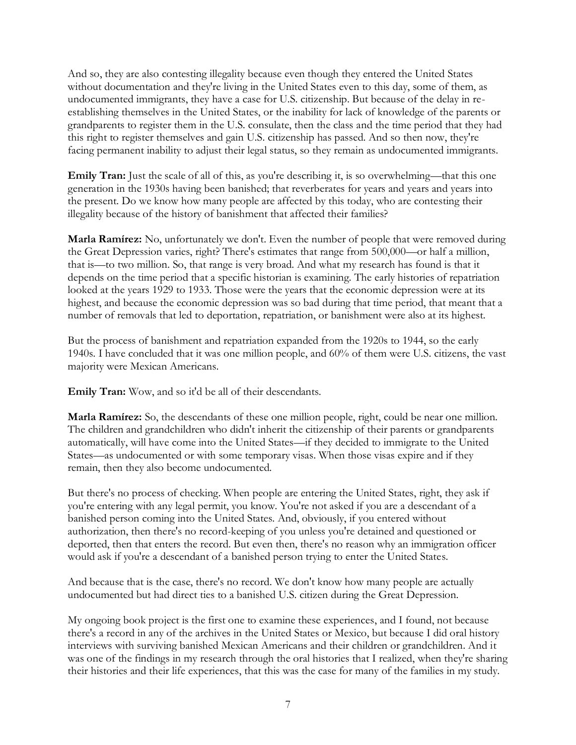And so, they are also contesting illegality because even though they entered the United States without documentation and they're living in the United States even to this day, some of them, as undocumented immigrants, they have a case for U.S. citizenship. But because of the delay in re-establishing themselves in the United States, or the inability for lack of knowledge of the parents or grandparents to register them in the U.S. consulate, then the class and the time period that they had this right to register themselves and gain U.S. citizenship has passed. And so then now, they're facing permanent inability to adjust their legal status, so they remain as undocumented immigrants.

**Emily Tran:** Just the scale of all of this, as you're describing it, is so overwhelming—that this one generation in the 1930s having been banished; that reverberates for years and years and years into the present. Do we know how many people are affected by this today, who are contesting their illegality because of the history of banishment that affected their families?

**Marla Ramírez:** No, unfortunately we don't. Even the number of people that were removed during the Great Depression varies, right? There's estimates that range from 500,000—or half a million, that is—to two million. So, that range is very broad. And what my research has found is that it depends on the time period that a specific historian is examining. The early histories of repatriation looked at the years 1929 to 1933. Those were the years that the economic depression were at its highest, and because the economic depression was so bad during that time period, that meant that a number of removals that led to deportation, repatriation, or banishment were also at its highest.

But the process of banishment and repatriation expanded from the 1920s to 1944, so the early 1940s. I have concluded that it was one million people, and 60% of them were U.S. citizens, the vast majority were Mexican Americans.

**Emily Tran:** Wow, and so it'd be all of their descendants.

**Marla Ramírez:** So, the descendants of these one million people, right, could be near one million. The children and grandchildren who didn't inherit the citizenship of their parents or grandparents automatically, will have come into the United States—if they decided to immigrate to the United States—as undocumented or with some temporary visas. When those visas expire and if they remain, then they also become undocumented.

But there's no process of checking. When people are entering the United States, right, they ask if you're entering with any legal permit, you know. You're not asked if you are a descendant of a banished person coming into the United States. And, obviously, if you entered without authorization, then there's no record-keeping of you unless you're detained and questioned or deported, then that enters the record. But even then, there's no reason why an immigration officer would ask if you're a descendant of a banished person trying to enter the United States.

And because that is the case, there's no record. We don't know how many people are actually undocumented but had direct ties to a banished U.S. citizen during the Great Depression.

My ongoing book project is the first one to examine these experiences, and I found, not because there's a record in any of the archives in the United States or Mexico, but because I did oral history interviews with surviving banished Mexican Americans and their children or grandchildren. And it was one of the findings in my research through the oral histories that I realized, when they're sharing their histories and their life experiences, that this was the case for many of the families in my study.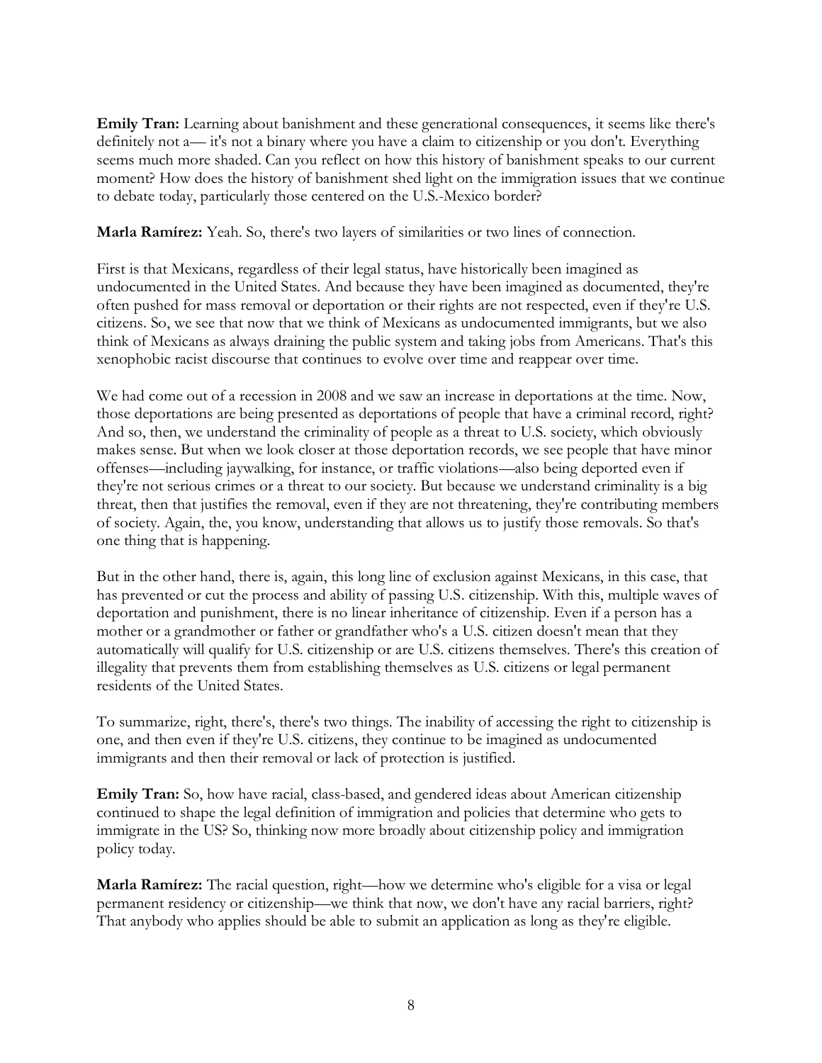**Emily Tran:** Learning about banishment and these generational consequences, it seems like there's definitely not a— it's not a binary where you have a claim to citizenship or you don't. Everything seems much more shaded. Can you reflect on how this history of banishment speaks to our current moment? How does the history of banishment shed light on the immigration issues that we continue to debate today, particularly those centered on the U.S.-Mexico border?

**Marla Ramírez:** Yeah. So, there's two layers of similarities or two lines of connection.

First is that Mexicans, regardless of their legal status, have historically been imagined as undocumented in the United States. And because they have been imagined as documented, they're often pushed for mass removal or deportation or their rights are not respected, even if they're U.S. citizens. So, we see that now that we think of Mexicans as undocumented immigrants, but we also think of Mexicans as always draining the public system and taking jobs from Americans. That's this xenophobic racist discourse that continues to evolve over time and reappear over time.

We had come out of a recession in 2008 and we saw an increase in deportations at the time. Now, those deportations are being presented as deportations of people that have a criminal record, right? And so, then, we understand the criminality of people as a threat to U.S. society, which obviously makes sense. But when we look closer at those deportation records, we see people that have minor offenses—including jaywalking, for instance, or traffic violations—also being deported even if they're not serious crimes or a threat to our society. But because we understand criminality is a big threat, then that justifies the removal, even if they are not threatening, they're contributing members of society. Again, the, you know, understanding that allows us to justify those removals. So that's one thing that is happening.

But in the other hand, there is, again, this long line of exclusion against Mexicans, in this case, that has prevented or cut the process and ability of passing U.S. citizenship. With this, multiple waves of deportation and punishment, there is no linear inheritance of citizenship. Even if a person has a mother or a grandmother or father or grandfather who's a U.S. citizen doesn't mean that they automatically will qualify for U.S. citizenship or are U.S. citizens themselves. There's this creation of illegality that prevents them from establishing themselves as U.S. citizens or legal permanent residents of the United States.

To summarize, right, there's, there's two things. The inability of accessing the right to citizenship is one, and then even if they're U.S. citizens, they continue to be imagined as undocumented immigrants and then their removal or lack of protection is justified.

**Emily Tran:** So, how have racial, class-based, and gendered ideas about American citizenship continued to shape the legal definition of immigration and policies that determine who gets to immigrate in the US? So, thinking now more broadly about citizenship policy and immigration policy today.

**Marla Ramírez:** The racial question, right—how we determine who's eligible for a visa or legal permanent residency or citizenship—we think that now, we don't have any racial barriers, right? That anybody who applies should be able to submit an application as long as they're eligible.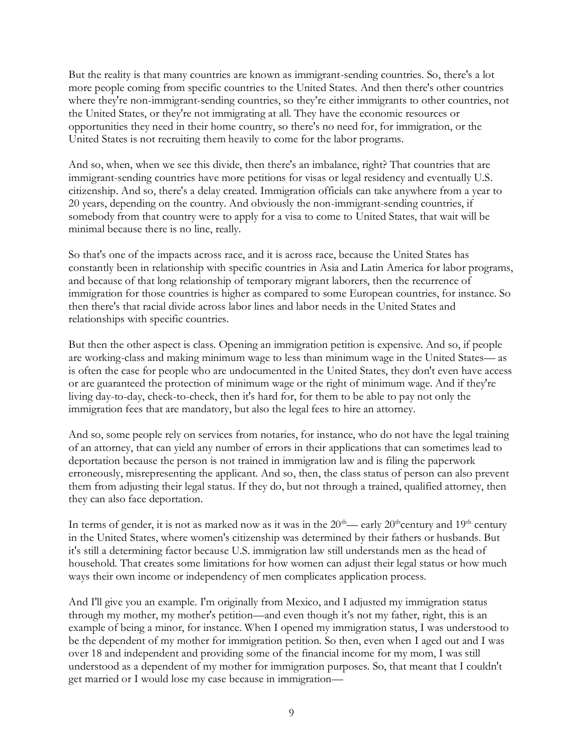But the reality is that many countries are known as immigrant-sending countries. So, there's a lot more people coming from specific countries to the United States. And then there's other countries where they're non-immigrant-sending countries, so they're either immigrants to other countries, not the United States, or they're not immigrating at all. They have the economic resources or opportunities they need in their home country, so there's no need for, for immigration, or the United States is not recruiting them heavily to come for the labor programs.

And so, when, when we see this divide, then there's an imbalance, right? That countries that are immigrant-sending countries have more petitions for visas or legal residency and eventually U.S. citizenship. And so, there's a delay created. Immigration officials can take anywhere from a year to 20 years, depending on the country. And obviously the non-immigrant-sending countries, if somebody from that country were to apply for a visa to come to United States, that wait will be minimal because there is no line, really.

So that's one of the impacts across race, and it is across race, because the United States has constantly been in relationship with specific countries in Asia and Latin America for labor programs, and because of that long relationship of temporary migrant laborers, then the recurrence of immigration for those countries is higher as compared to some European countries, for instance. So then there's that racial divide across labor lines and labor needs in the United States and relationships with specific countries.

But then the other aspect is class. Opening an immigration petition is expensive. And so, if people are working-class and making minimum wage to less than minimum wage in the United States— as is often the case for people who are undocumented in the United States, they don't even have access or are guaranteed the protection of minimum wage or the right of minimum wage. And if they're living day-to-day, check-to-check, then it's hard for, for them to be able to pay not only the immigration fees that are mandatory, but also the legal fees to hire an attorney.

And so, some people rely on services from notaries, for instance, who do not have the legal training of an attorney, that can yield any number of errors in their applications that can sometimes lead to deportation because the person is not trained in immigration law and is filing the paperwork erroneously, misrepresenting the applicant. And so, then, the class status of person can also prevent them from adjusting their legal status. If they do, but not through a trained, qualified attorney, then they can also face deportation.

In terms of gender, it is not as marked now as it was in the 20th— early 20th century and 19th century in the United States, where women's citizenship was determined by their fathers or husbands. But it's still a determining factor because U.S. immigration law still understands men as the head of household. That creates some limitations for how women can adjust their legal status or how much ways their own income or independency of men complicates application process.

And I'll give you an example. I'm originally from Mexico, and I adjusted my immigration status through my mother, my mother's petition—and even though it's not my father, right, this is an example of being a minor, for instance. When I opened my immigration status, I was understood to be the dependent of my mother for immigration petition. So then, even when I aged out and I was over 18 and independent and providing some of the financial income for my mom, I was still understood as a dependent of my mother for immigration purposes. So, that meant that I couldn't get married or I would lose my case because in immigration—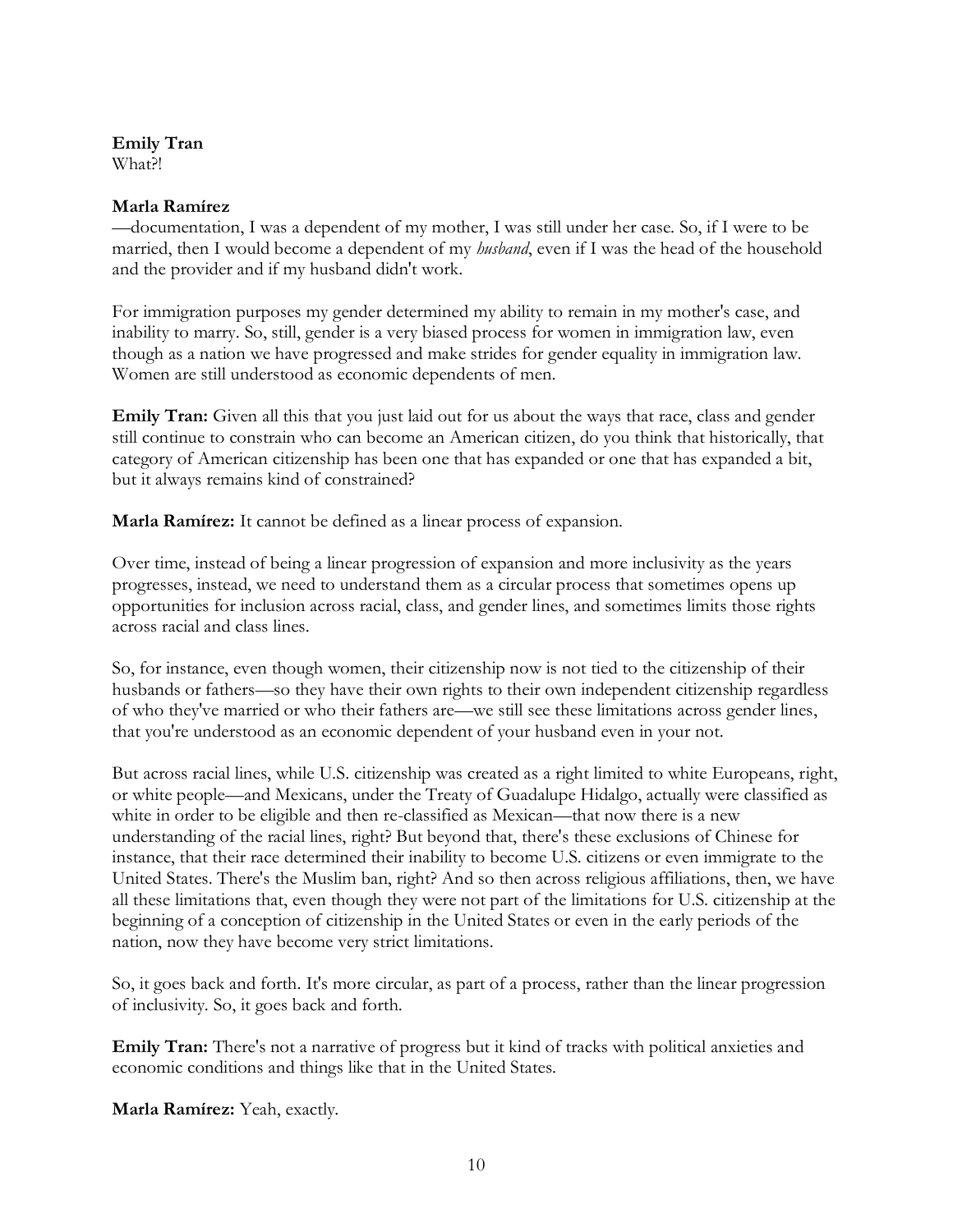**Emily Tran**
What?!

**Marla Ramírez**
—documentation, I was a dependent of my mother, I was still under her case. So, if I were to be married, then I would become a dependent of my *husband*, even if I was the head of the household and the provider and if my husband didn't work.

For immigration purposes my gender determined my ability to remain in my mother's case, and inability to marry. So, still, gender is a very biased process for women in immigration law, even though as a nation we have progressed and make strides for gender equality in immigration law. Women are still understood as economic dependents of men.

**Emily Tran:** Given all this that you just laid out for us about the ways that race, class and gender still continue to constrain who can become an American citizen, do you think that historically, that category of American citizenship has been one that has expanded or one that has expanded a bit, but it always remains kind of constrained?

**Marla Ramírez:** It cannot be defined as a linear process of expansion.

Over time, instead of being a linear progression of expansion and more inclusivity as the years progresses, instead, we need to understand them as a circular process that sometimes opens up opportunities for inclusion across racial, class, and gender lines, and sometimes limits those rights across racial and class lines.

So, for instance, even though women, their citizenship now is not tied to the citizenship of their husbands or fathers—so they have their own rights to their own independent citizenship regardless of who they've married or who their fathers are—we still see these limitations across gender lines, that you're understood as an economic dependent of your husband even in your not.

But across racial lines, while U.S. citizenship was created as a right limited to white Europeans, right, or white people—and Mexicans, under the Treaty of Guadalupe Hidalgo, actually were classified as white in order to be eligible and then re-classified as Mexican—that now there is a new understanding of the racial lines, right? But beyond that, there's these exclusions of Chinese for instance, that their race determined their inability to become U.S. citizens or even immigrate to the United States. There's the Muslim ban, right? And so then across religious affiliations, then, we have all these limitations that, even though they were not part of the limitations for U.S. citizenship at the beginning of a conception of citizenship in the United States or even in the early periods of the nation, now they have become very strict limitations.

So, it goes back and forth. It's more circular, as part of a process, rather than the linear progression of inclusivity. So, it goes back and forth.

**Emily Tran:** There's not a narrative of progress but it kind of tracks with political anxieties and economic conditions and things like that in the United States.

**Marla Ramírez:** Yeah, exactly.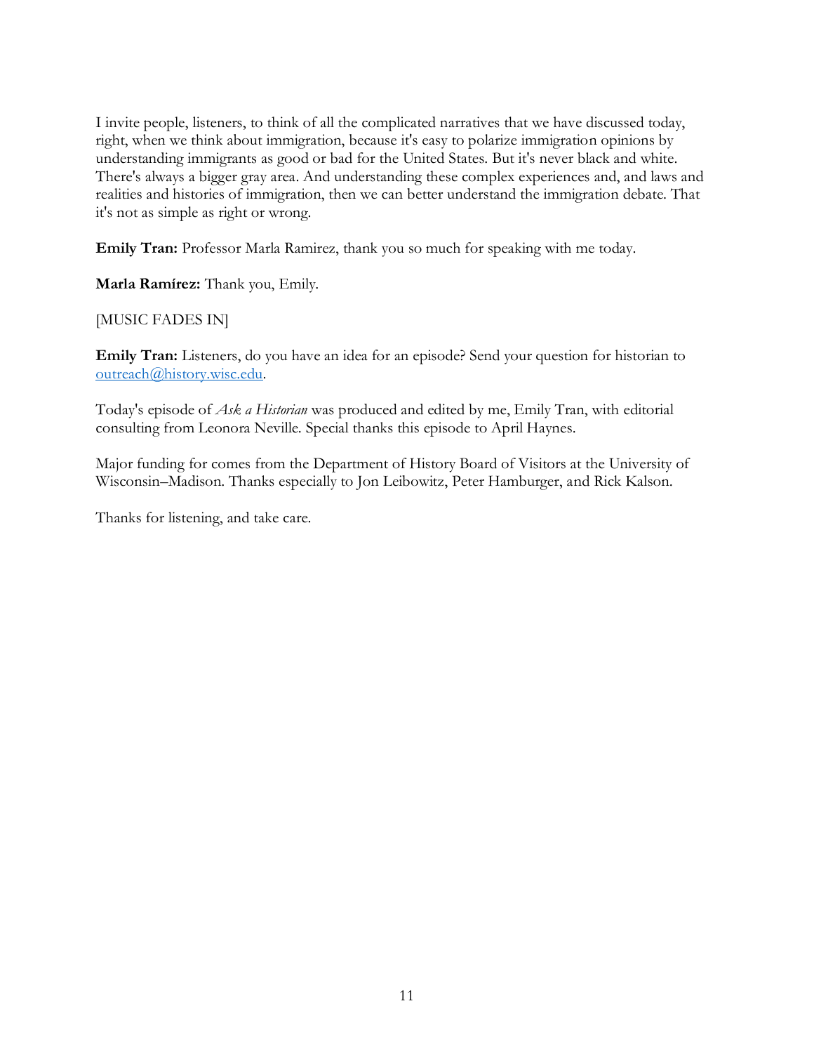I invite people, listeners, to think of all the complicated narratives that we have discussed today, right, when we think about immigration, because it's easy to polarize immigration opinions by understanding immigrants as good or bad for the United States. But it's never black and white. There's always a bigger gray area. And understanding these complex experiences and, and laws and realities and histories of immigration, then we can better understand the immigration debate. That it's not as simple as right or wrong.

**Emily Tran:** Professor Marla Ramirez, thank you so much for speaking with me today.

**Marla Ramírez:** Thank you, Emily.

[MUSIC FADES IN]

**Emily Tran:** Listeners, do you have an idea for an episode? Send your question for historian to [outreach@history.wisc.edu](mailto:outreach@history.wisc.edu).

Today's episode of *Ask a Historian* was produced and edited by me, Emily Tran, with editorial consulting from Leonora Neville. Special thanks this episode to April Haynes.

Major funding for comes from the Department of History Board of Visitors at the University of Wisconsin–Madison. Thanks especially to Jon Leibowitz, Peter Hamburger, and Rick Kalson.

Thanks for listening, and take care.